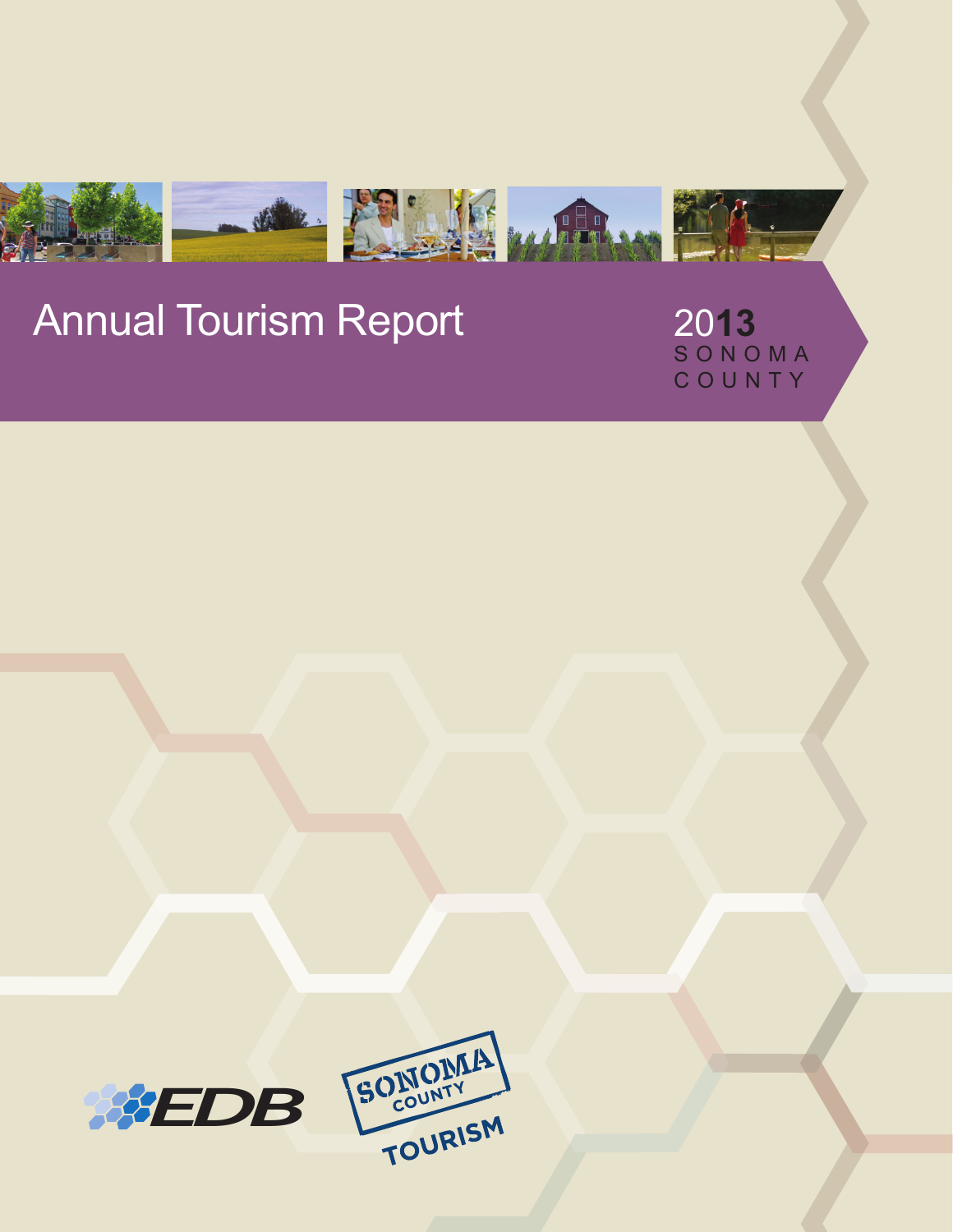# Annual Tourism Report

2013
SONOMA COUNTY

EDB

SONOMA COUNTY TOURISM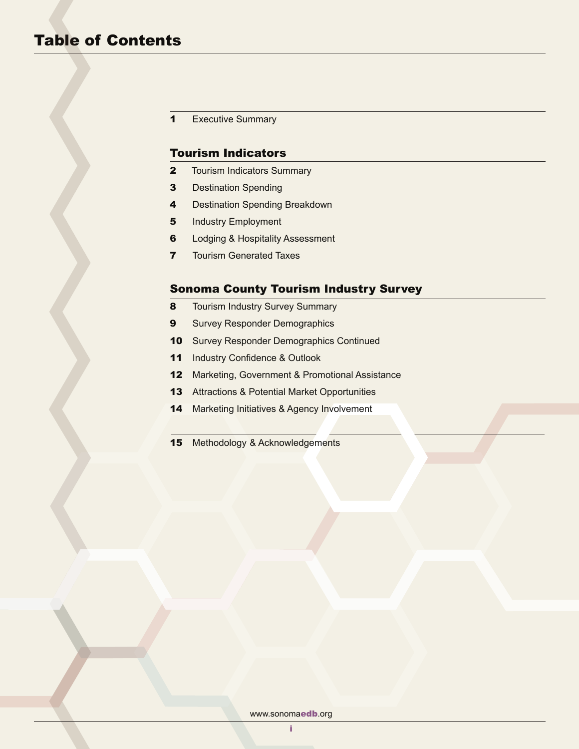# Table of Contents

**1** Executive Summary

## Tourism Indicators

**2** Tourism Indicators Summary

**3** Destination Spending

**4** Destination Spending Breakdown

**5** Industry Employment

**6** Lodging & Hospitality Assessment

**7** Tourism Generated Taxes

## Sonoma County Tourism Industry Survey

**8** Tourism Industry Survey Summary

**9** Survey Responder Demographics

**10** Survey Responder Demographics Continued

**11** Industry Confidence & Outlook

**12** Marketing, Government & Promotional Assistance

**13** Attractions & Potential Market Opportunities

**14** Marketing Initiatives & Agency Involvement

**15** Methodology & Acknowledgements

www.sonomaedb.org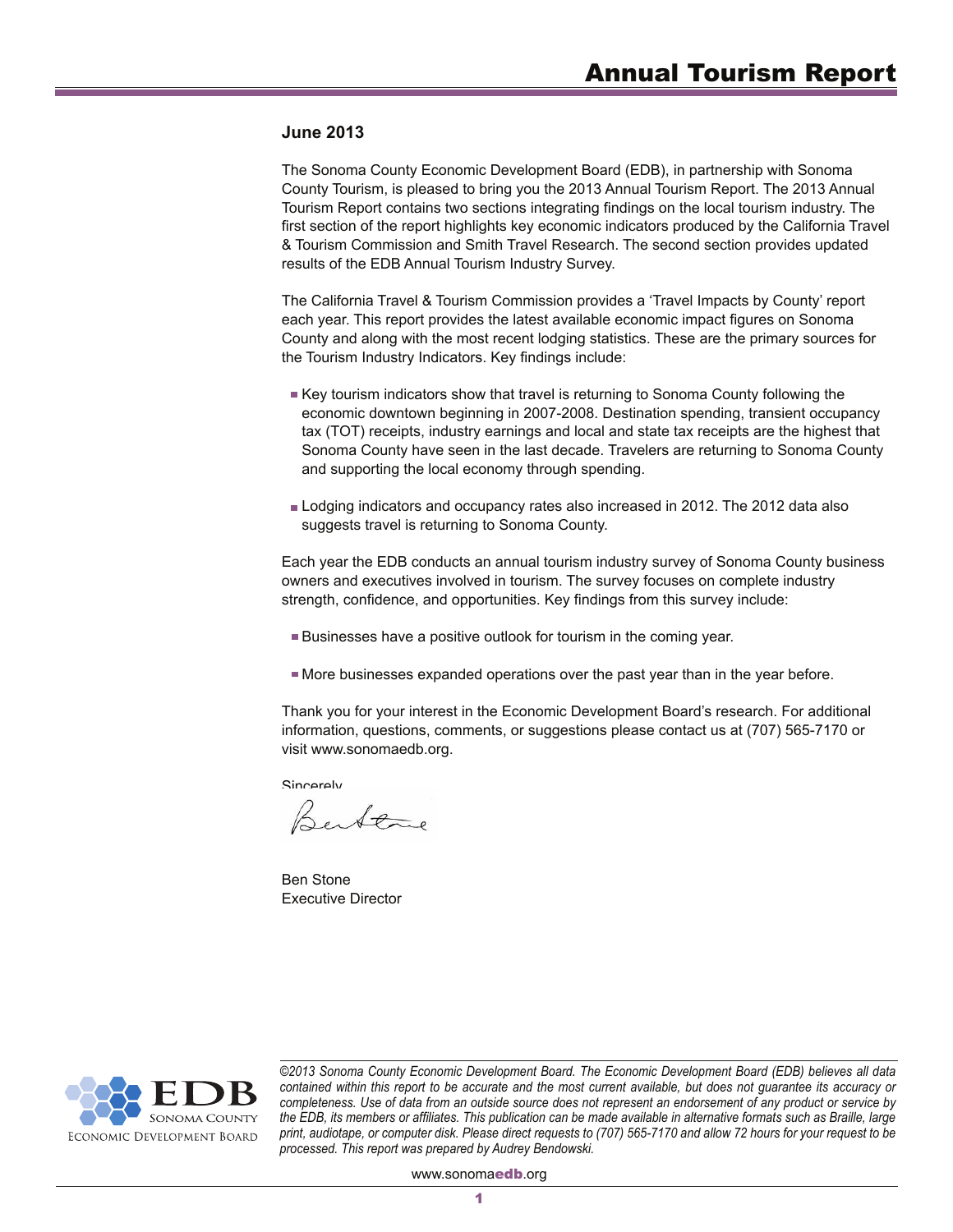# Annual Tourism Report

## June 2013

The Sonoma County Economic Development Board (EDB), in partnership with Sonoma County Tourism, is pleased to bring you the 2013 Annual Tourism Report. The 2013 Annual Tourism Report contains two sections integrating findings on the local tourism industry. The first section of the report highlights key economic indicators produced by the California Travel & Tourism Commission and Smith Travel Research. The second section provides updated results of the EDB Annual Tourism Industry Survey.

The California Travel & Tourism Commission provides a 'Travel Impacts by County' report each year. This report provides the latest available economic impact figures on Sonoma County and along with the most recent lodging statistics. These are the primary sources for the Tourism Industry Indicators. Key findings include:

- Key tourism indicators show that travel is returning to Sonoma County following the economic downtown beginning in 2007-2008. Destination spending, transient occupancy tax (TOT) receipts, industry earnings and local and state tax receipts are the highest that Sonoma County have seen in the last decade. Travelers are returning to Sonoma County and supporting the local economy through spending.
- Lodging indicators and occupancy rates also increased in 2012. The 2012 data also suggests travel is returning to Sonoma County.

Each year the EDB conducts an annual tourism industry survey of Sonoma County business owners and executives involved in tourism. The survey focuses on complete industry strength, confidence, and opportunities. Key findings from this survey include:

- Businesses have a positive outlook for tourism in the coming year.
- More businesses expanded operations over the past year than in the year before.

Thank you for your interest in the Economic Development Board's research. For additional information, questions, comments, or suggestions please contact us at (707) 565-7170 or visit www.sonomaedb.org.

Sincerely,

Ben Stone
Executive Director

EDB Sonoma County Economic Development Board

*©2013 Sonoma County Economic Development Board. The Economic Development Board (EDB) believes all data contained within this report to be accurate and the most current available, but does not guarantee its accuracy or completeness. Use of data from an outside source does not represent an endorsement of any product or service by the EDB, its members or affiliates. This publication can be made available in alternative formats such as Braille, large print, audiotape, or computer disk. Please direct requests to (707) 565-7170 and allow 72 hours for your request to be processed. This report was prepared by Audrey Bendowski.*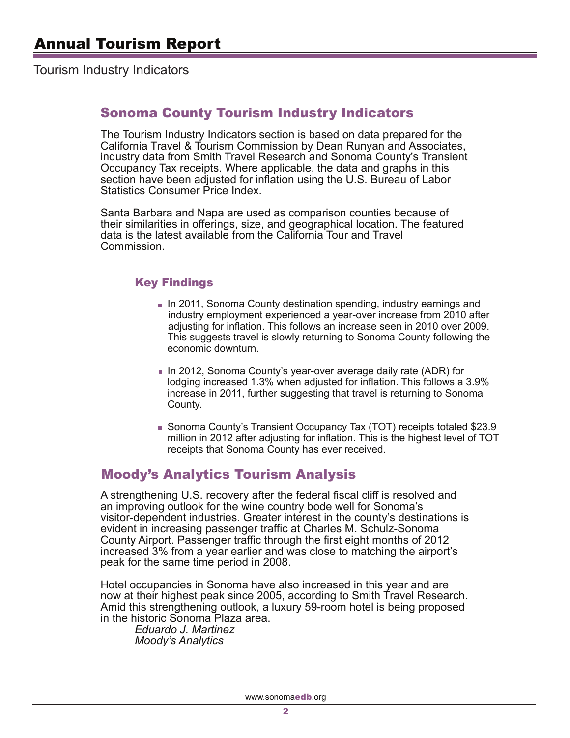# Annual Tourism Report

Tourism Industry Indicators

## Sonoma County Tourism Industry Indicators

The Tourism Industry Indicators section is based on data prepared for the California Travel & Tourism Commission by Dean Runyan and Associates, industry data from Smith Travel Research and Sonoma County's Transient Occupancy Tax receipts. Where applicable, the data and graphs in this section have been adjusted for inflation using the U.S. Bureau of Labor Statistics Consumer Price Index.

Santa Barbara and Napa are used as comparison counties because of their similarities in offerings, size, and geographical location. The featured data is the latest available from the California Tour and Travel Commission.

### Key Findings

- In 2011, Sonoma County destination spending, industry earnings and industry employment experienced a year-over increase from 2010 after adjusting for inflation. This follows an increase seen in 2010 over 2009. This suggests travel is slowly returning to Sonoma County following the economic downturn.
- In 2012, Sonoma County's year-over average daily rate (ADR) for lodging increased 1.3% when adjusted for inflation. This follows a 3.9% increase in 2011, further suggesting that travel is returning to Sonoma County.
- Sonoma County's Transient Occupancy Tax (TOT) receipts totaled $23.9 million in 2012 after adjusting for inflation. This is the highest level of TOT receipts that Sonoma County has ever received.

## Moody's Analytics Tourism Analysis

A strengthening U.S. recovery after the federal fiscal cliff is resolved and an improving outlook for the wine country bode well for Sonoma's visitor-dependent industries. Greater interest in the county's destinations is evident in increasing passenger traffic at Charles M. Schulz-Sonoma County Airport. Passenger traffic through the first eight months of 2012 increased 3% from a year earlier and was close to matching the airport's peak for the same time period in 2008.

Hotel occupancies in Sonoma have also increased in this year and are now at their highest peak since 2005, according to Smith Travel Research. Amid this strengthening outlook, a luxury 59-room hotel is being proposed in the historic Sonoma Plaza area.

*Eduardo J. Martinez*
*Moody's Analytics*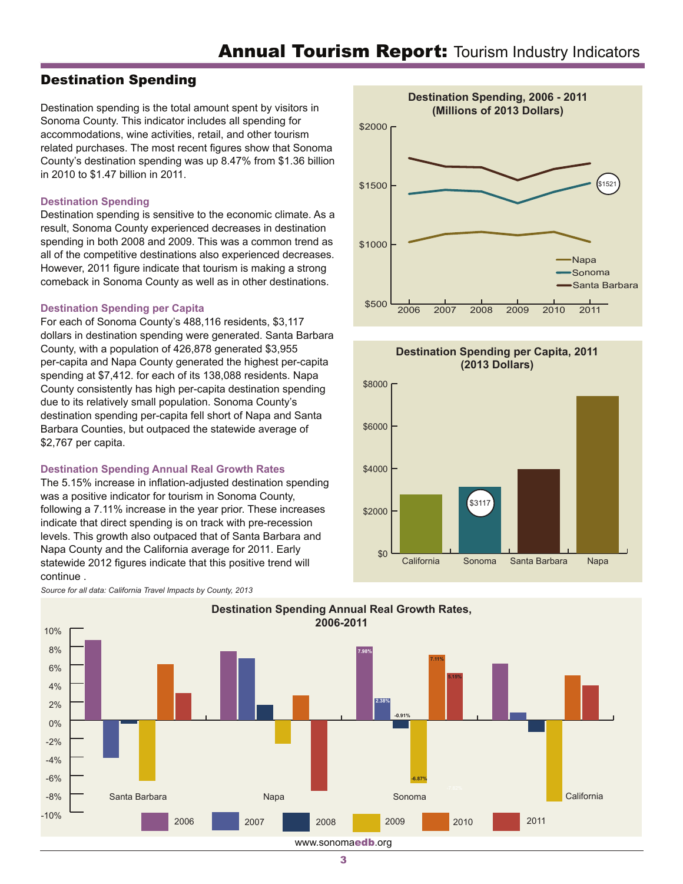## Annual Tourism Report: Tourism Industry Indicators

## Destination Spending

Destination spending is the total amount spent by visitors in Sonoma County. This indicator includes all spending for accommodations, wine activities, retail, and other tourism related purchases. The most recent figures show that Sonoma County's destination spending was up 8.47% from $1.36 billion in 2010 to $1.47 billion in 2011.

### Destination Spending

Destination spending is sensitive to the economic climate. As a result, Sonoma County experienced decreases in destination spending in both 2008 and 2009. This was a common trend as all of the competitive destinations also experienced decreases. However, 2011 figure indicate that tourism is making a strong comeback in Sonoma County as well as in other destinations.

### Destination Spending per Capita

For each of Sonoma County's 488,116 residents, $3,117 dollars in destination spending were generated. Santa Barbara County, with a population of 426,878 generated $3,955 per-capita and Napa County generated the highest per-capita spending at $7,412. for each of its 138,088 residents. Napa County consistently has high per-capita destination spending due to its relatively small population. Sonoma County's destination spending per-capita fell short of Napa and Santa Barbara Counties, but outpaced the statewide average of $2,767 per capita.

### Destination Spending Annual Real Growth Rates

The 5.15% increase in inflation-adjusted destination spending was a positive indicator for tourism in Sonoma County, following a 7.11% increase in the year prior. These increases indicate that direct spending is on track with pre-recession levels. This growth also outpaced that of Santa Barbara and Napa County and the California average for 2011. Early statewide 2012 figures indicate that this positive trend will continue .

*Source for all data: California Travel Impacts by County, 2013*

**Destination Spending, 2006 - 2011 (Millions of 2013 Dollars)**

Lines: Napa, Sonoma, Santa Barbara, 2006–2011. Sonoma 2011: $1521.

**Destination Spending per Capita, 2011 (2013 Dollars)**

Bars: California, Sonoma ($3117), Santa Barbara, Napa.

**Destination Spending Annual Real Growth Rates, 2006-2011**

Bars for Santa Barbara, Napa, Sonoma, California; years 2006, 2007, 2008, 2009, 2010, 2011. Sonoma labels: 7.98%, 2.38%, -0.91%, -6.87%, 7.11%, 5.15%.

www.sonomaedb.org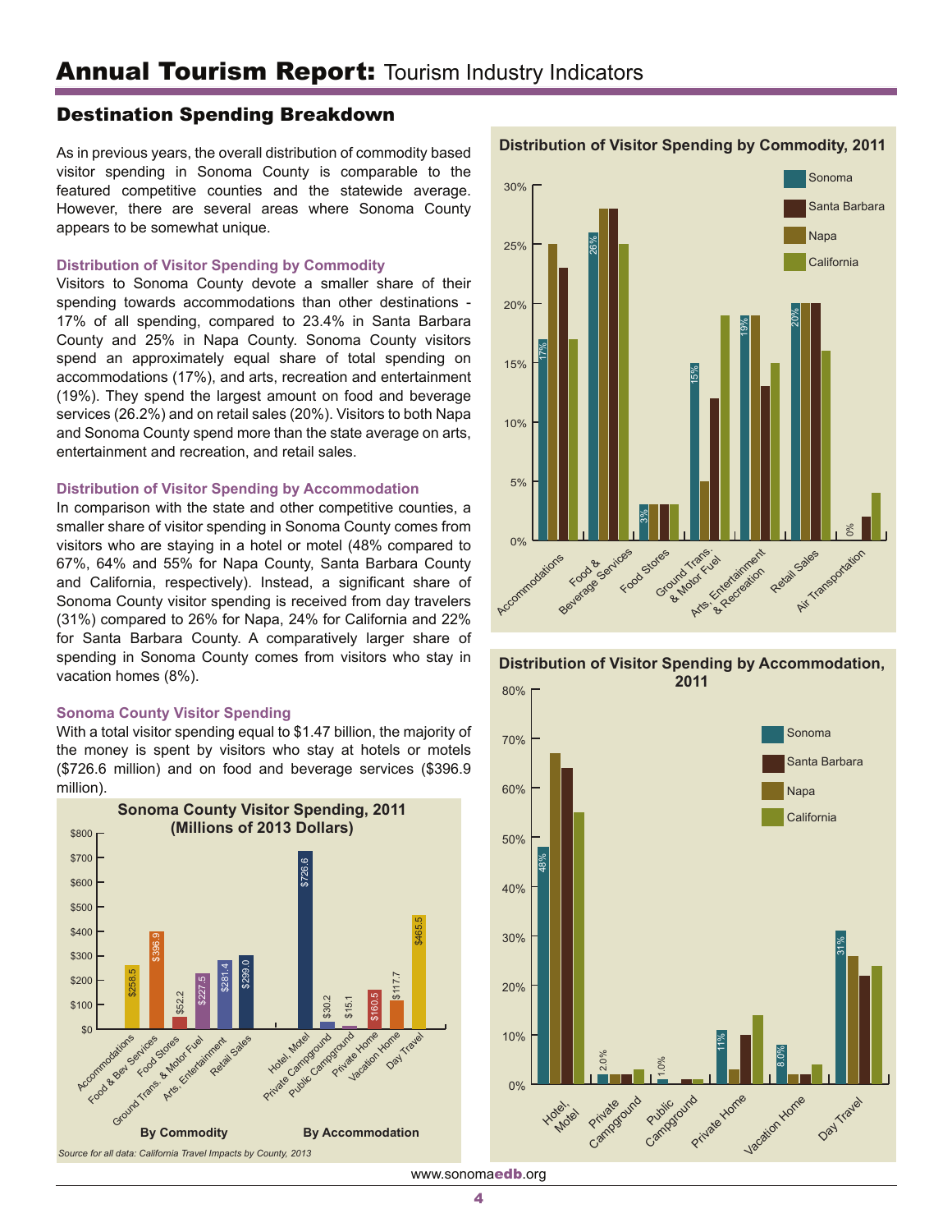# Annual Tourism Report: Tourism Industry Indicators

## Destination Spending Breakdown

As in previous years, the overall distribution of commodity based visitor spending in Sonoma County is comparable to the featured competitive counties and the statewide average. However, there are several areas where Sonoma County appears to be somewhat unique.

### Distribution of Visitor Spending by Commodity

Visitors to Sonoma County devote a smaller share of their spending towards accommodations than other destinations - 17% of all spending, compared to 23.4% in Santa Barbara County and 25% in Napa County. Sonoma County visitors spend an approximately equal share of total spending on accommodations (17%), and arts, recreation and entertainment (19%). They spend the largest amount on food and beverage services (26.2%) and on retail sales (20%). Visitors to both Napa and Sonoma County spend more than the state average on arts, entertainment and recreation, and retail sales.

### Distribution of Visitor Spending by Accommodation

In comparison with the state and other competitive counties, a smaller share of visitor spending in Sonoma County comes from visitors who are staying in a hotel or motel (48% compared to 67%, 64% and 55% for Napa County, Santa Barbara County and California, respectively). Instead, a significant share of Sonoma County visitor spending is received from day travelers (31%) compared to 26% for Napa, 24% for California and 22% for Santa Barbara County. A comparatively larger share of spending in Sonoma County comes from visitors who stay in vacation homes (8%).

### Sonoma County Visitor Spending

With a total visitor spending equal to $1.47 billion, the majority of the money is spent by visitors who stay at hotels or motels ($726.6 million) and on food and beverage services ($396.9 million).

**Sonoma County Visitor Spending, 2011 (Millions of 2013 Dollars)**

| By Commodity | Amount |
|---|---|
| Accommodations | $258.5 |
| Food & Bev Services | $396.9 |
| Food Stores | $52.2 |
| Ground Trans. & Motor Fuel | $227.5 |
| Arts, Entertainment | $281.4 |
| Retail Sales | $299.0 |

| By Accommodation | Amount |
|---|---|
| Hotel, Motel | $726.6 |
| Private Campground | $30.2 |
| Public Campground | $15.1 |
| Private Home | $160.5 |
| Vacation Home | $117.7 |
| Day Travel | $465.5 |

*Source for all data: California Travel Impacts by County, 2013*

**Distribution of Visitor Spending by Commodity, 2011**

| Commodity | Sonoma | Santa Barbara | Napa | California |
|---|---|---|---|---|
| Accommodations | 17% | 23% | 25% | 17% |
| Food & Beverage Services | 26% | 28% | 28% | 25% |
| Food Stores | 3% | 3% | 3% | 3% |
| Ground Trans. & Motor Fuel | 15% | 12% | 5% | 19% |
| Arts, Entertainment & Recreation | 19% | 13% | 19% | 15% |
| Retail Sales | 20% | 20% | 20% | 16% |
| Air Transportation | 0% | 2% | 0% | 4% |

**Distribution of Visitor Spending by Accommodation, 2011**

| Accommodation | Sonoma | Santa Barbara | Napa | California |
|---|---|---|---|---|
| Hotel, Motel | 48% | 64% | 67% | 55% |
| Private Campground | 2.0% | 2% | 2% | 3% |
| Public Campground | 1.0% | 1% | 0% | 1% |
| Private Home | 11% | 10% | 3% | 14% |
| Vacation Home | 8.0% | 2% | 2% | 4% |
| Day Travel | 31% | 22% | 26% | 24% |

www.sonomaedb.org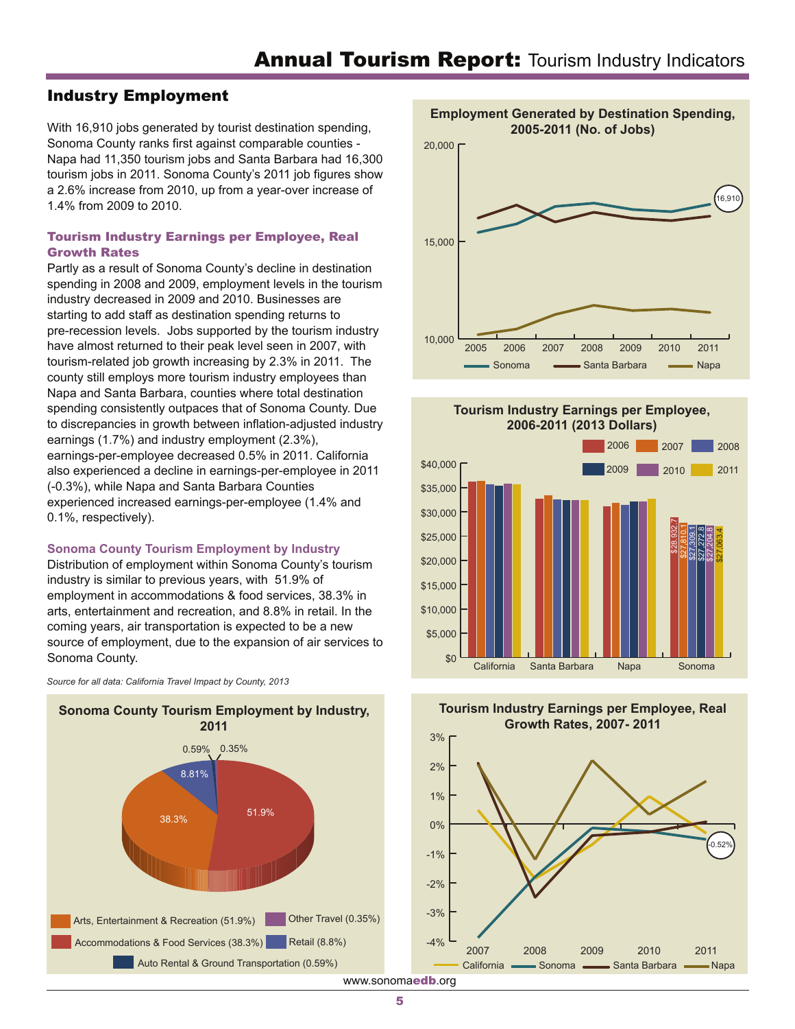## Industry Employment

With 16,910 jobs generated by tourist destination spending, Sonoma County ranks first against comparable counties - Napa had 11,350 tourism jobs and Santa Barbara had 16,300 tourism jobs in 2011. Sonoma County's 2011 job figures show a 2.6% increase from 2010, up from a year-over increase of 1.4% from 2009 to 2010.

### Tourism Industry Earnings per Employee, Real Growth Rates

Partly as a result of Sonoma County's decline in destination spending in 2008 and 2009, employment levels in the tourism industry decreased in 2009 and 2010. Businesses are starting to add staff as destination spending returns to pre-recession levels. Jobs supported by the tourism industry have almost returned to their peak level seen in 2007, with tourism-related job growth increasing by 2.3% in 2011. The county still employs more tourism industry employees than Napa and Santa Barbara, counties where total destination spending consistently outpaces that of Sonoma County. Due to discrepancies in growth between inflation-adjusted industry earnings (1.7%) and industry employment (2.3%), earnings-per-employee decreased 0.5% in 2011. California also experienced a decline in earnings-per-employee in 2011 (-0.3%), while Napa and Santa Barbara Counties experienced increased earnings-per-employee (1.4% and 0.1%, respectively).

### Sonoma County Tourism Employment by Industry

Distribution of employment within Sonoma County's tourism industry is similar to previous years, with 51.9% of employment in accommodations & food services, 38.3% in arts, entertainment and recreation, and 8.8% in retail. In the coming years, air transportation is expected to be a new source of employment, due to the expansion of air services to Sonoma County.

*Source for all data: California Travel Impact by County, 2013*

**Sonoma County Tourism Employment by Industry, 2011**

| Industry | Share |
|---|---|
| Arts, Entertainment & Recreation | 51.9% |
| Accommodations & Food Services | 38.3% |
| Auto Rental & Ground Transportation | 0.59% |
| Other Travel | 0.35% |
| Retail | 8.8% |

**Employment Generated by Destination Spending, 2005-2011 (No. of Jobs)**

Sonoma 2011: 16,910

**Tourism Industry Earnings per Employee, 2006-2011 (2013 Dollars)**

| | 2006 | 2007 | 2008 | 2009 | 2010 | 2011 |
|---|---|---|---|---|---|---|
| Sonoma | $28,932.7 | $27,810.1 | $27,309.1 | $27,272.8 | $27,204.8 | $27,063.4 |

**Tourism Industry Earnings per Employee, Real Growth Rates, 2007- 2011**

Sonoma 2011: -0.52%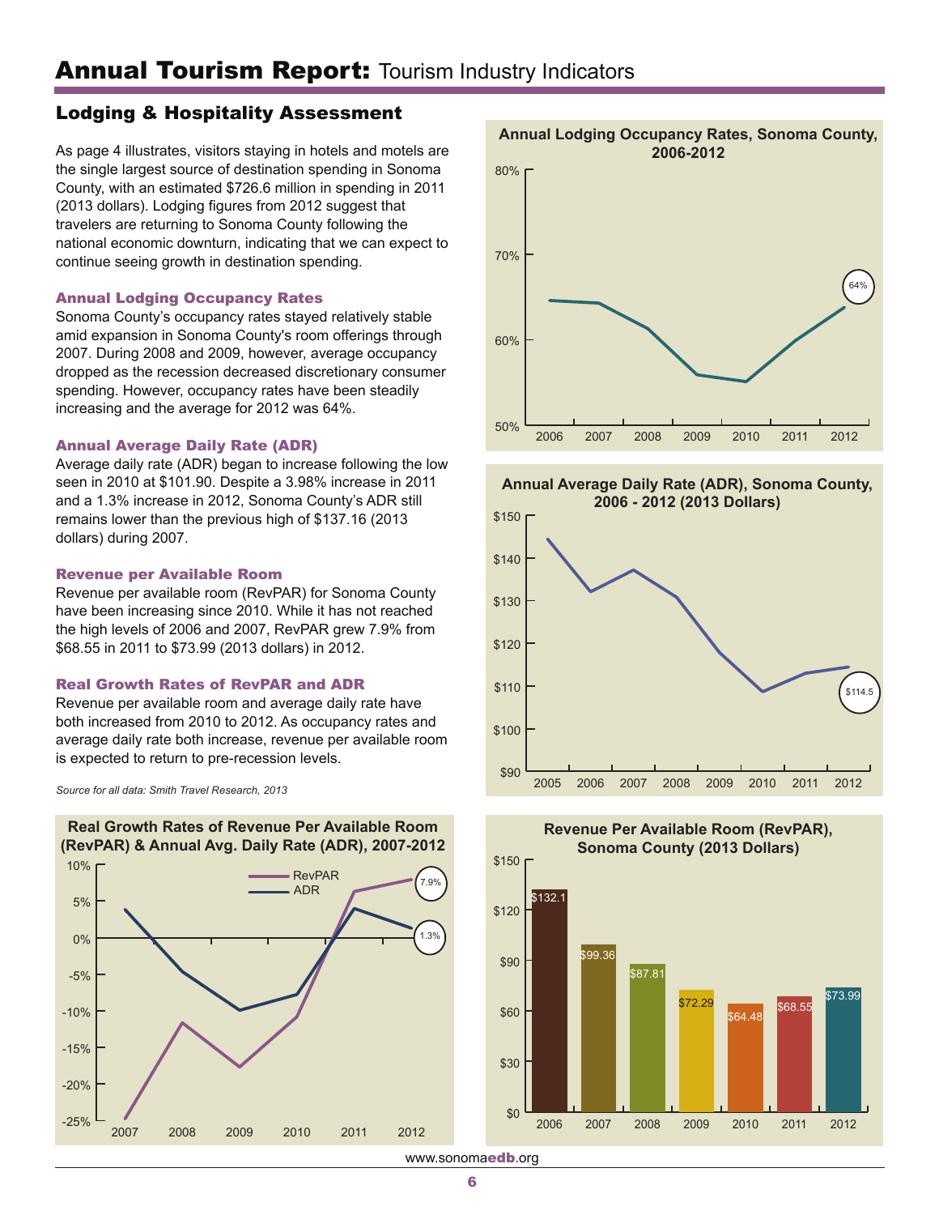# Annual Tourism Report: Tourism Industry Indicators

## Lodging & Hospitality Assessment

As page 4 illustrates, visitors staying in hotels and motels are the single largest source of destination spending in Sonoma County, with an estimated $726.6 million in spending in 2011 (2013 dollars). Lodging figures from 2012 suggest that travelers are returning to Sonoma County following the national economic downturn, indicating that we can expect to continue seeing growth in destination spending.

### Annual Lodging Occupancy Rates

Sonoma County's occupancy rates stayed relatively stable amid expansion in Sonoma County's room offerings through 2007. During 2008 and 2009, however, average occupancy dropped as the recession decreased discretionary consumer spending. However, occupancy rates have been steadily increasing and the average for 2012 was 64%.

### Annual Average Daily Rate (ADR)

Average daily rate (ADR) began to increase following the low seen in 2010 at $101.90. Despite a 3.98% increase in 2011 and a 1.3% increase in 2012, Sonoma County's ADR still remains lower than the previous high of $137.16 (2013 dollars) during 2007.

### Revenue per Available Room

Revenue per available room (RevPAR) for Sonoma County have been increasing since 2010. While it has not reached the high levels of 2006 and 2007, RevPAR grew 7.9% from $68.55 in 2011 to $73.99 (2013 dollars) in 2012.

### Real Growth Rates of RevPAR and ADR

Revenue per available room and average daily rate have both increased from 2010 to 2012. As occupancy rates and average daily rate both increase, revenue per available room is expected to return to pre-recession levels.

*Source for all data: Smith Travel Research, 2013*

**Real Growth Rates of Revenue Per Available Room (RevPAR) & Annual Avg. Daily Rate (ADR), 2007-2012**

| Year | RevPAR | ADR |
|---|---|---|
| 2012 | 7.9% | 1.3% |

**Annual Lodging Occupancy Rates, Sonoma County, 2006-2012**

| Year | Occupancy |
|---|---|
| 2012 | 64% |

**Annual Average Daily Rate (ADR), Sonoma County, 2006 - 2012 (2013 Dollars)**

| Year | ADR |
|---|---|
| 2012 | $114.5 |

**Revenue Per Available Room (RevPAR), Sonoma County (2013 Dollars)**

| Year | RevPAR |
|---|---|
| 2006 | $132.1 |
| 2007 | $99.36 |
| 2008 | $87.81 |
| 2009 | $72.29 |
| 2010 | $64.48 |
| 2011 | $68.55 |
| 2012 | $73.99 |

www.sonomaedb.org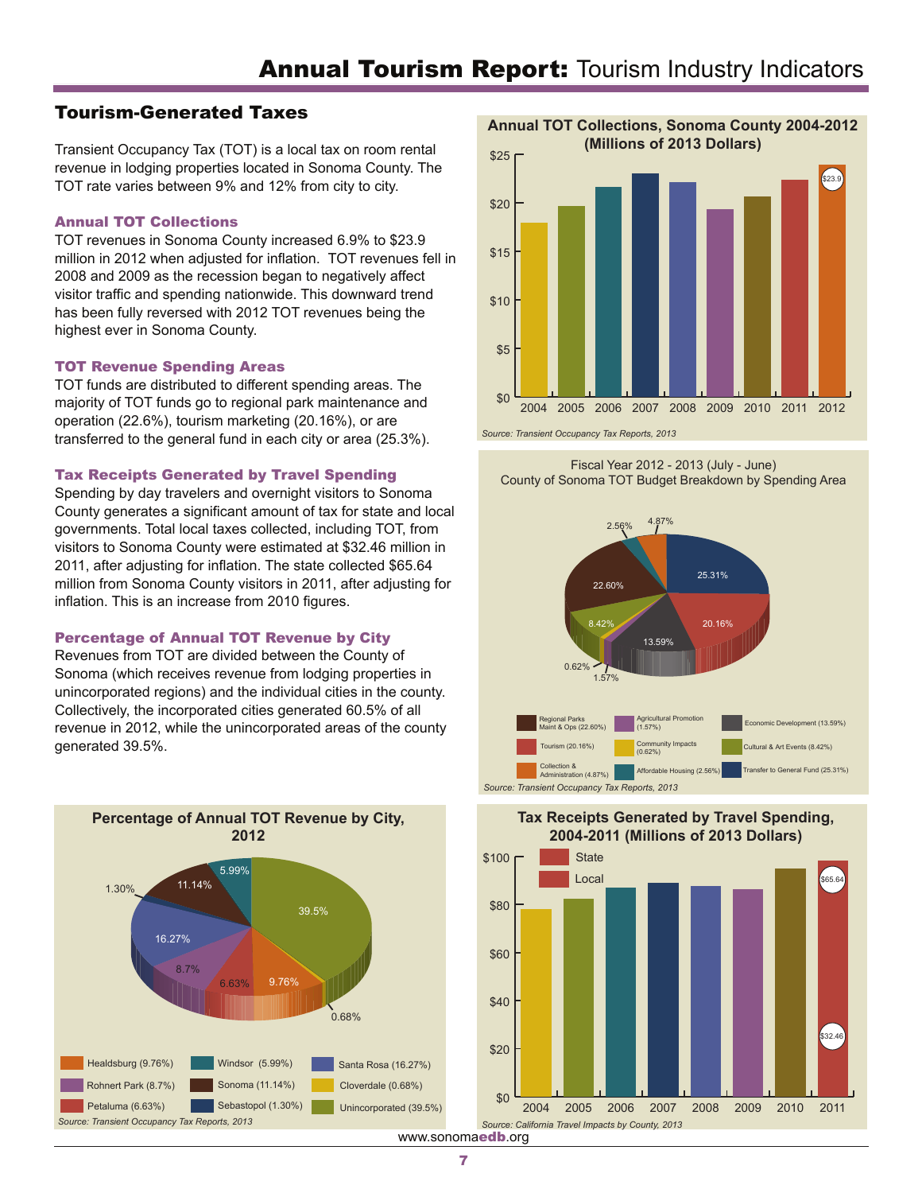# Annual Tourism Report: Tourism Industry Indicators

## Tourism-Generated Taxes

Transient Occupancy Tax (TOT) is a local tax on room rental revenue in lodging properties located in Sonoma County. The TOT rate varies between 9% and 12% from city to city.

### Annual TOT Collections

TOT revenues in Sonoma County increased 6.9% to $23.9 million in 2012 when adjusted for inflation. TOT revenues fell in 2008 and 2009 as the recession began to negatively affect visitor traffic and spending nationwide. This downward trend has been fully reversed with 2012 TOT revenues being the highest ever in Sonoma County.

### TOT Revenue Spending Areas

TOT funds are distributed to different spending areas. The majority of TOT funds go to regional park maintenance and operation (22.6%), tourism marketing (20.16%), or are transferred to the general fund in each city or area (25.3%).

### Tax Receipts Generated by Travel Spending

Spending by day travelers and overnight visitors to Sonoma County generates a significant amount of tax for state and local governments. Total local taxes collected, including TOT, from visitors to Sonoma County were estimated at $32.46 million in 2011, after adjusting for inflation. The state collected $65.64 million from Sonoma County visitors in 2011, after adjusting for inflation. This is an increase from 2010 figures.

### Percentage of Annual TOT Revenue by City

Revenues from TOT are divided between the County of Sonoma (which receives revenue from lodging properties in unincorporated regions) and the individual cities in the county. Collectively, the incorporated cities generated 60.5% of all revenue in 2012, while the unincorporated areas of the county generated 39.5%.

**Annual TOT Collections, Sonoma County 2004-2012 (Millions of 2013 Dollars)**

| Year | 2004 | 2005 | 2006 | 2007 | 2008 | 2009 | 2010 | 2011 | 2012 |
|---|---|---|---|---|---|---|---|---|---|
| TOT Collections | | | | | | | | | $23.9 |

*Source: Transient Occupancy Tax Reports, 2013*

**Fiscal Year 2012 - 2013 (July - June) County of Sonoma TOT Budget Breakdown by Spending Area**

| Spending Area | Percentage |
|---|---|
| Regional Parks Maint & Ops | 22.60% |
| Tourism | 20.16% |
| Collection & Administration | 4.87% |
| Agricultural Promotion | 1.57% |
| Community Impacts | 0.62% |
| Affordable Housing | 2.56% |
| Economic Development | 13.59% |
| Cultural & Art Events | 8.42% |
| Transfer to General Fund | 25.31% |

*Source: Transient Occupancy Tax Reports, 2013*

**Percentage of Annual TOT Revenue by City, 2012**

| City | Percentage |
|---|---|
| Healdsburg | 9.76% |
| Rohnert Park | 8.7% |
| Petaluma | 6.63% |
| Windsor | 5.99% |
| Sonoma | 11.14% |
| Sebastopol | 1.30% |
| Santa Rosa | 16.27% |
| Cloverdale | 0.68% |
| Unincorporated | 39.5% |

*Source: Transient Occupancy Tax Reports, 2013*

**Tax Receipts Generated by Travel Spending, 2004-2011 (Millions of 2013 Dollars)**

| Year | 2004 | 2005 | 2006 | 2007 | 2008 | 2009 | 2010 | 2011 |
|---|---|---|---|---|---|---|---|---|
| State | | | | | | | | $65.64 |
| Local | | | | | | | | $32.46 |

*Source: California Travel Impacts by County, 2013*

www.sonomaedb.org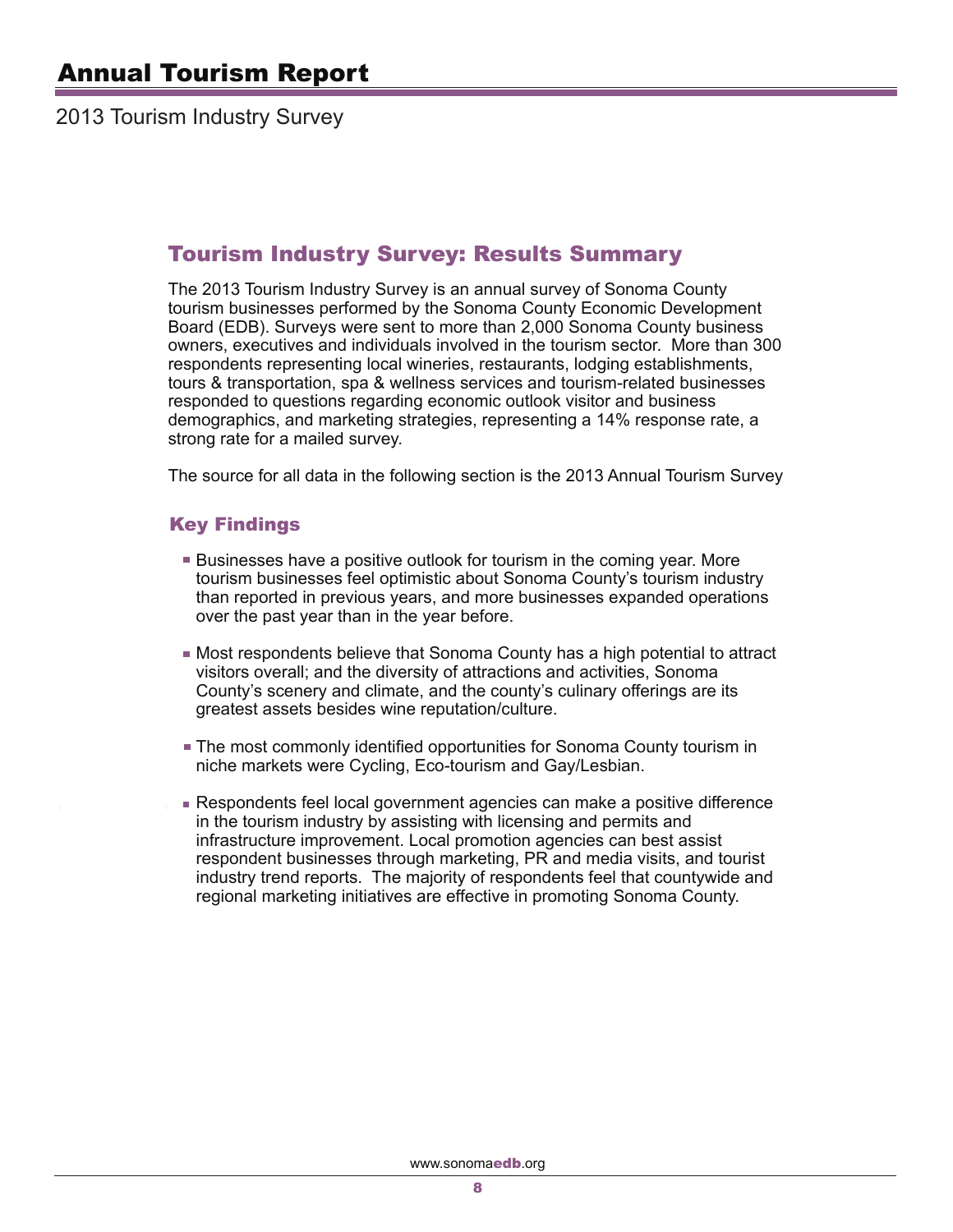# Annual Tourism Report

2013 Tourism Industry Survey

## Tourism Industry Survey: Results Summary

The 2013 Tourism Industry Survey is an annual survey of Sonoma County tourism businesses performed by the Sonoma County Economic Development Board (EDB). Surveys were sent to more than 2,000 Sonoma County business owners, executives and individuals involved in the tourism sector. More than 300 respondents representing local wineries, restaurants, lodging establishments, tours & transportation, spa & wellness services and tourism-related businesses responded to questions regarding economic outlook visitor and business demographics, and marketing strategies, representing a 14% response rate, a strong rate for a mailed survey.

The source for all data in the following section is the 2013 Annual Tourism Survey

### Key Findings

- Businesses have a positive outlook for tourism in the coming year. More tourism businesses feel optimistic about Sonoma County's tourism industry than reported in previous years, and more businesses expanded operations over the past year than in the year before.

- Most respondents believe that Sonoma County has a high potential to attract visitors overall; and the diversity of attractions and activities, Sonoma County's scenery and climate, and the county's culinary offerings are its greatest assets besides wine reputation/culture.

- The most commonly identified opportunities for Sonoma County tourism in niche markets were Cycling, Eco-tourism and Gay/Lesbian.

- Respondents feel local government agencies can make a positive difference in the tourism industry by assisting with licensing and permits and infrastructure improvement. Local promotion agencies can best assist respondent businesses through marketing, PR and media visits, and tourist industry trend reports. The majority of respondents feel that countywide and regional marketing initiatives are effective in promoting Sonoma County.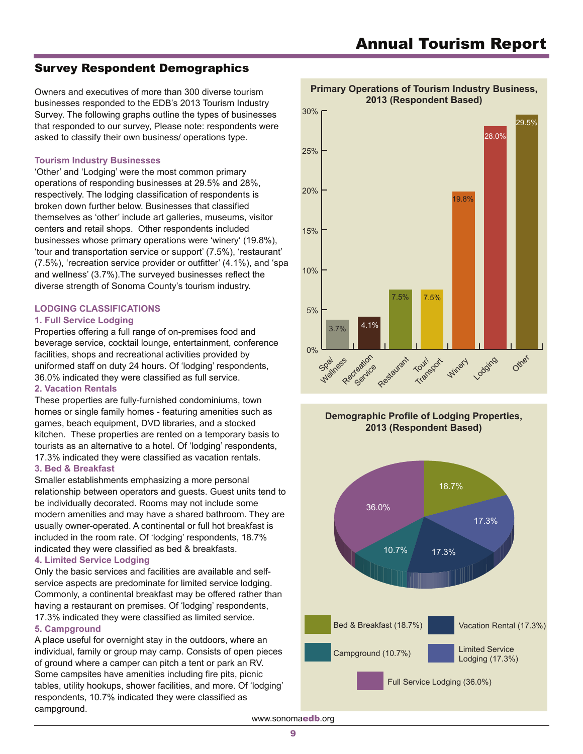## Survey Respondent Demographics

Owners and executives of more than 300 diverse tourism businesses responded to the EDB's 2013 Tourism Industry Survey. The following graphs outline the types of businesses that responded to our survey, Please note: respondents were asked to classify their own business/ operations type.

**Tourism Industry Businesses**

'Other' and 'Lodging' were the most common primary operations of responding businesses at 29.5% and 28%, respectively. The lodging classification of respondents is broken down further below. Businesses that classified themselves as 'other' include art galleries, museums, visitor centers and retail shops. Other respondents included businesses whose primary operations were 'winery' (19.8%), 'tour and transportation service or support' (7.5%), 'restaurant' (7.5%), 'recreation service provider or outfitter' (4.1%), and 'spa and wellness' (3.7%).The surveyed businesses reflect the diverse strength of Sonoma County's tourism industry.

**LODGING CLASSIFICATIONS**

**1. Full Service Lodging**

Properties offering a full range of on-premises food and beverage service, cocktail lounge, entertainment, conference facilities, shops and recreational activities provided by uniformed staff on duty 24 hours. Of 'lodging' respondents, 36.0% indicated they were classified as full service.

**2. Vacation Rentals**

These properties are fully-furnished condominiums, town homes or single family homes - featuring amenities such as games, beach equipment, DVD libraries, and a stocked kitchen. These properties are rented on a temporary basis to tourists as an alternative to a hotel. Of 'lodging' respondents, 17.3% indicated they were classified as vacation rentals.

**3. Bed & Breakfast**

Smaller establishments emphasizing a more personal relationship between operators and guests. Guest units tend to be individually decorated. Rooms may not include some modern amenities and may have a shared bathroom. They are usually owner-operated. A continental or full hot breakfast is included in the room rate. Of 'lodging' respondents, 18.7% indicated they were classified as bed & breakfasts.

**4. Limited Service Lodging**

Only the basic services and facilities are available and self-service aspects are predominate for limited service lodging. Commonly, a continental breakfast may be offered rather than having a restaurant on premises. Of 'lodging' respondents, 17.3% indicated they were classified as limited service.

**5. Campground**

A place useful for overnight stay in the outdoors, where an individual, family or group may camp. Consists of open pieces of ground where a camper can pitch a tent or park an RV. Some campsites have amenities including fire pits, picnic tables, utility hookups, shower facilities, and more. Of 'lodging' respondents, 10.7% indicated they were classified as campground.

**Primary Operations of Tourism Industry Business, 2013 (Respondent Based)**

| Primary Operation | Share |
|---|---|
| Spa/ Wellness | 3.7% |
| Recreation Service | 4.1% |
| Restaurant | 7.5% |
| Tour/ Transport | 7.5% |
| Winery | 19.8% |
| Lodging | 28.0% |
| Other | 29.5% |

**Demographic Profile of Lodging Properties, 2013 (Respondent Based)**

| Lodging Type | Share |
|---|---|
| Bed & Breakfast | 18.7% |
| Vacation Rental | 17.3% |
| Campground | 10.7% |
| Limited Service Lodging | 17.3% |
| Full Service Lodging | 36.0% |

www.sonomaedb.org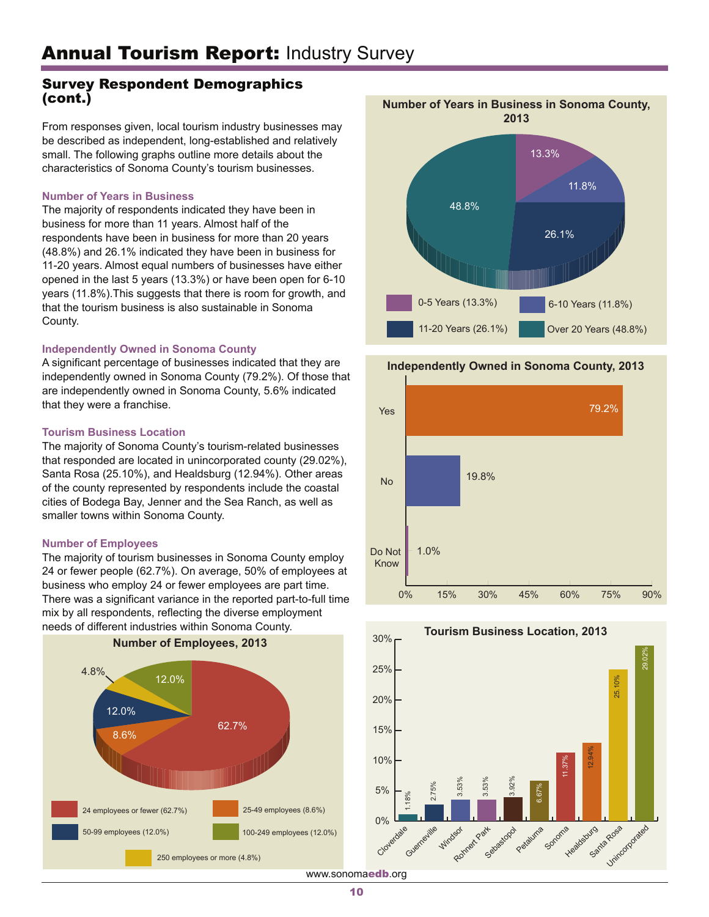# Annual Tourism Report: Industry Survey

## Survey Respondent Demographics (cont.)

From responses given, local tourism industry businesses may be described as independent, long-established and relatively small. The following graphs outline more details about the characteristics of Sonoma County's tourism businesses.

### Number of Years in Business

The majority of respondents indicated they have been in business for more than 11 years. Almost half of the respondents have been in business for more than 20 years (48.8%) and 26.1% indicated they have been in business for 11-20 years. Almost equal numbers of businesses have either opened in the last 5 years (13.3%) or have been open for 6-10 years (11.8%).This suggests that there is room for growth, and that the tourism business is also sustainable in Sonoma County.

### Independently Owned in Sonoma County

A significant percentage of businesses indicated that they are independently owned in Sonoma County (79.2%). Of those that are independently owned in Sonoma County, 5.6% indicated that they were a franchise.

### Tourism Business Location

The majority of Sonoma County's tourism-related businesses that responded are located in unincorporated county (29.02%), Santa Rosa (25.10%), and Healdsburg (12.94%). Other areas of the county represented by respondents include the coastal cities of Bodega Bay, Jenner and the Sea Ranch, as well as smaller towns within Sonoma County.

### Number of Employees

The majority of tourism businesses in Sonoma County employ 24 or fewer people (62.7%). On average, 50% of employees at business who employ 24 or fewer employees are part time. There was a significant variance in the reported part-to-full time mix by all respondents, reflecting the diverse employment needs of different industries within Sonoma County.

**Number of Years in Business in Sonoma County, 2013**

| Years in Business | Percent |
|---|---|
| 0-5 Years | 13.3% |
| 6-10 Years | 11.8% |
| 11-20 Years | 26.1% |
| Over 20 Years | 48.8% |

**Independently Owned in Sonoma County, 2013**

| Response | Percent |
|---|---|
| Yes | 79.2% |
| No | 19.8% |
| Do Not Know | 1.0% |

**Number of Employees, 2013**

| Employees | Percent |
|---|---|
| 24 employees or fewer | 62.7% |
| 25-49 employees | 8.6% |
| 50-99 employees | 12.0% |
| 100-249 employees | 12.0% |
| 250 employees or more | 4.8% |

**Tourism Business Location, 2013**

| Location | Percent |
|---|---|
| Cloverdale | 1.18% |
| Guerneville | 2.75% |
| Windsor | 3.53% |
| Rohnert Park | 3.53% |
| Sebastopol | 3.92% |
| Petaluma | 6.67% |
| Sonoma | 11.37% |
| Healdsburg | 12.94% |
| Santa Rosa | 25.10% |
| Unincorporated | 29.02% |

www.sonomaedb.org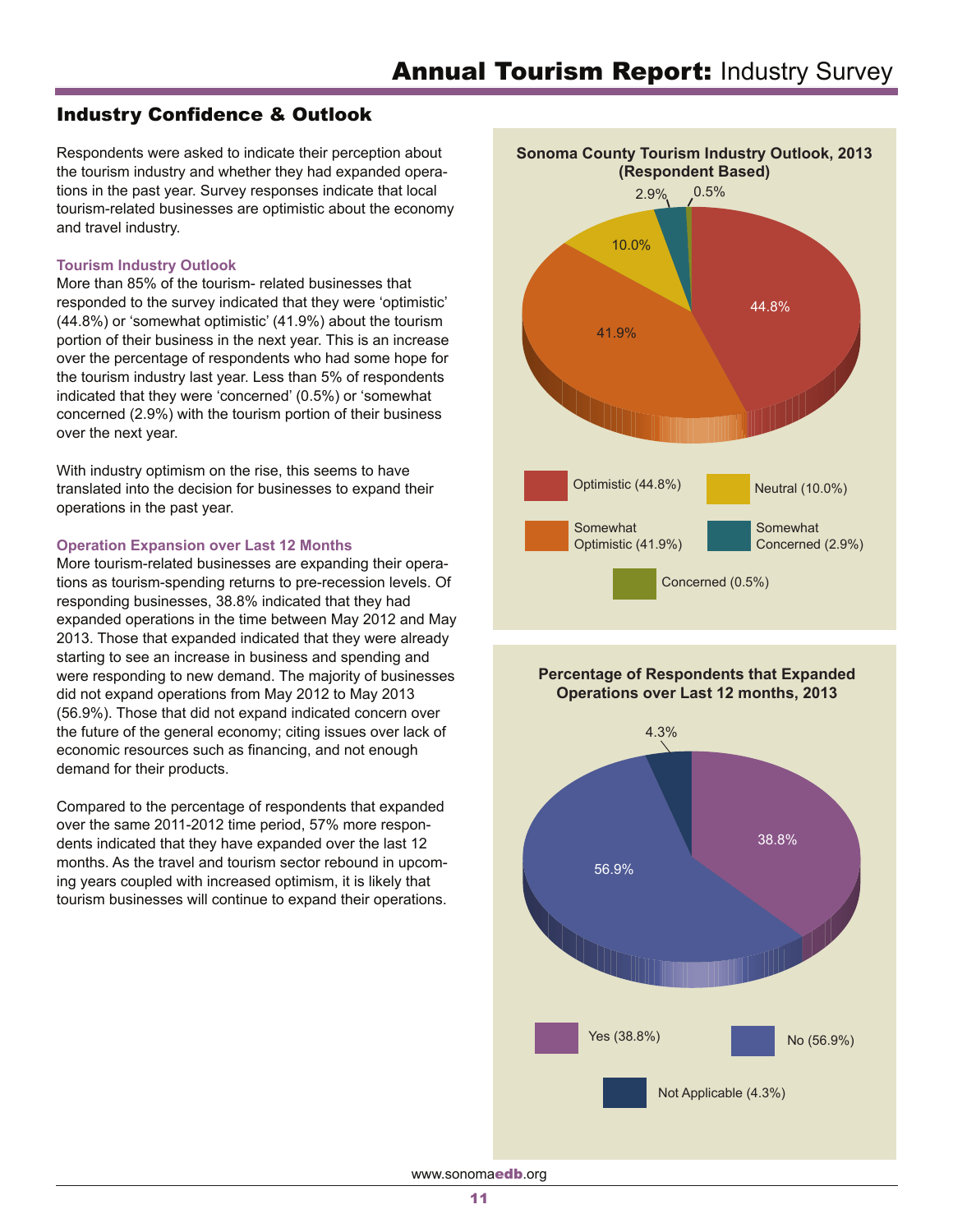## Industry Confidence & Outlook

Respondents were asked to indicate their perception about the tourism industry and whether they had expanded operations in the past year. Survey responses indicate that local tourism-related businesses are optimistic about the economy and travel industry.

### Tourism Industry Outlook

More than 85% of the tourism- related businesses that responded to the survey indicated that they were 'optimistic' (44.8%) or 'somewhat optimistic' (41.9%) about the tourism portion of their business in the next year. This is an increase over the percentage of respondents who had some hope for the tourism industry last year. Less than 5% of respondents indicated that they were 'concerned' (0.5%) or 'somewhat concerned (2.9%) with the tourism portion of their business over the next year.

With industry optimism on the rise, this seems to have translated into the decision for businesses to expand their operations in the past year.

### Operation Expansion over Last 12 Months

More tourism-related businesses are expanding their operations as tourism-spending returns to pre-recession levels. Of responding businesses, 38.8% indicated that they had expanded operations in the time between May 2012 and May 2013. Those that expanded indicated that they were already starting to see an increase in business and spending and were responding to new demand. The majority of businesses did not expand operations from May 2012 to May 2013 (56.9%). Those that did not expand indicated concern over the future of the general economy; citing issues over lack of economic resources such as financing, and not enough demand for their products.

Compared to the percentage of respondents that expanded over the same 2011-2012 time period, 57% more respondents indicated that they have expanded over the last 12 months. As the travel and tourism sector rebound in upcoming years coupled with increased optimism, it is likely that tourism businesses will continue to expand their operations.

**Sonoma County Tourism Industry Outlook, 2013 (Respondent Based)**

| Outlook | Percentage |
|---|---|
| Optimistic | 44.8% |
| Somewhat Optimistic | 41.9% |
| Neutral | 10.0% |
| Somewhat Concerned | 2.9% |
| Concerned | 0.5% |

**Percentage of Respondents that Expanded Operations over Last 12 months, 2013**

| Response | Percentage |
|---|---|
| Yes | 38.8% |
| No | 56.9% |
| Not Applicable | 4.3% |

www.sonomaedb.org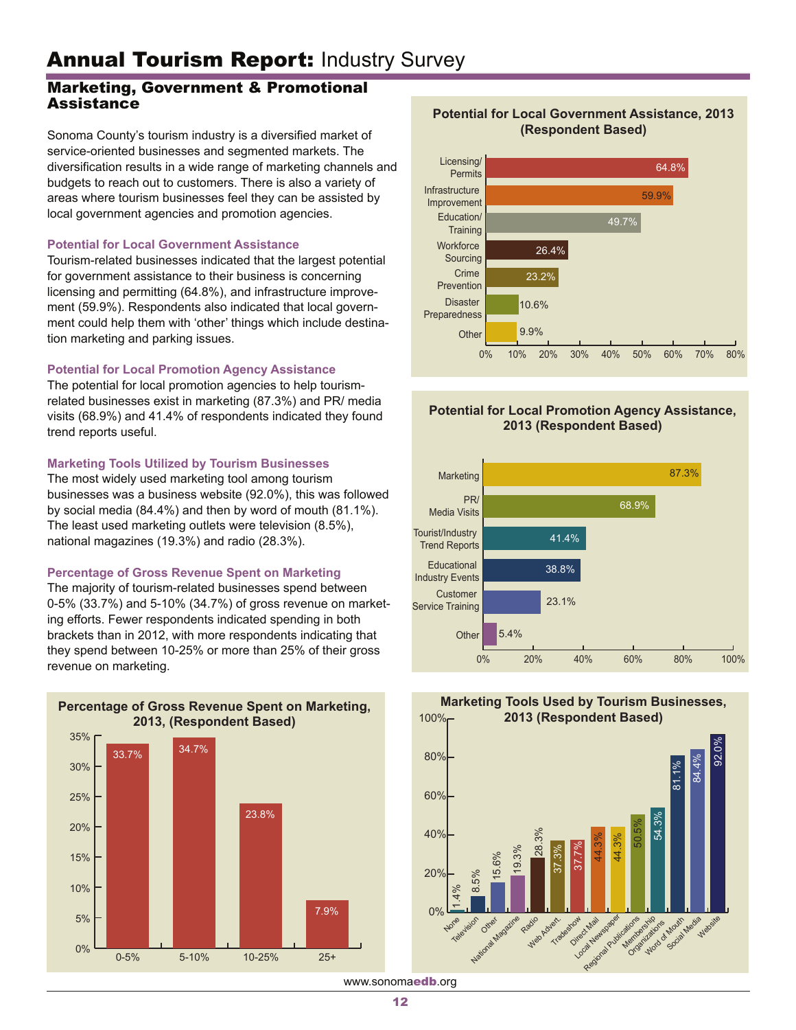# Annual Tourism Report: Industry Survey

## Marketing, Government & Promotional Assistance

Sonoma County's tourism industry is a diversified market of service-oriented businesses and segmented markets. The diversification results in a wide range of marketing channels and budgets to reach out to customers. There is also a variety of areas where tourism businesses feel they can be assisted by local government agencies and promotion agencies.

### Potential for Local Government Assistance

Tourism-related businesses indicated that the largest potential for government assistance to their business is concerning licensing and permitting (64.8%), and infrastructure improvement (59.9%). Respondents also indicated that local government could help them with 'other' things which include destination marketing and parking issues.

### Potential for Local Promotion Agency Assistance

The potential for local promotion agencies to help tourism-related businesses exist in marketing (87.3%) and PR/ media visits (68.9%) and 41.4% of respondents indicated they found trend reports useful.

### Marketing Tools Utilized by Tourism Businesses

The most widely used marketing tool among tourism businesses was a business website (92.0%), this was followed by social media (84.4%) and then by word of mouth (81.1%). The least used marketing outlets were television (8.5%), national magazines (19.3%) and radio (28.3%).

### Percentage of Gross Revenue Spent on Marketing

The majority of tourism-related businesses spend between 0-5% (33.7%) and 5-10% (34.7%) of gross revenue on marketing efforts. Fewer respondents indicated spending in both brackets than in 2012, with more respondents indicating that they spend between 10-25% or more than 25% of their gross revenue on marketing.

**Potential for Local Government Assistance, 2013 (Respondent Based)**

| Category | Percent |
|---|---|
| Licensing/ Permits | 64.8% |
| Infrastructure Improvement | 59.9% |
| Education/ Training | 49.7% |
| Workforce Sourcing | 26.4% |
| Crime Prevention | 23.2% |
| Disaster Preparedness | 10.6% |
| Other | 9.9% |

**Potential for Local Promotion Agency Assistance, 2013 (Respondent Based)**

| Category | Percent |
|---|---|
| Marketing | 87.3% |
| PR/ Media Visits | 68.9% |
| Tourist/Industry Trend Reports | 41.4% |
| Educational Industry Events | 38.8% |
| Customer Service Training | 23.1% |
| Other | 5.4% |

**Percentage of Gross Revenue Spent on Marketing, 2013, (Respondent Based)**

| Bracket | Percent |
|---|---|
| 0-5% | 33.7% |
| 5-10% | 34.7% |
| 10-25% | 23.8% |
| 25+ | 7.9% |

**Marketing Tools Used by Tourism Businesses, 2013 (Respondent Based)**

| Tool | Percent |
|---|---|
| None | 1.4% |
| Television | 8.5% |
| Other | 15.6% |
| National Magazine | 19.3% |
| Radio | 28.3% |
| Web Advert. | 37.3% |
| Tradeshow | 37.7% |
| Direct Mail | 44.3% |
| Local Newspaper | 44.3% |
| Regional Publications | 50.5% |
| Membership Organizations | 54.3% |
| Word of Mouth | 81.1% |
| Social Media | 84.4% |
| Website | 92.0% |

www.sonomaedb.org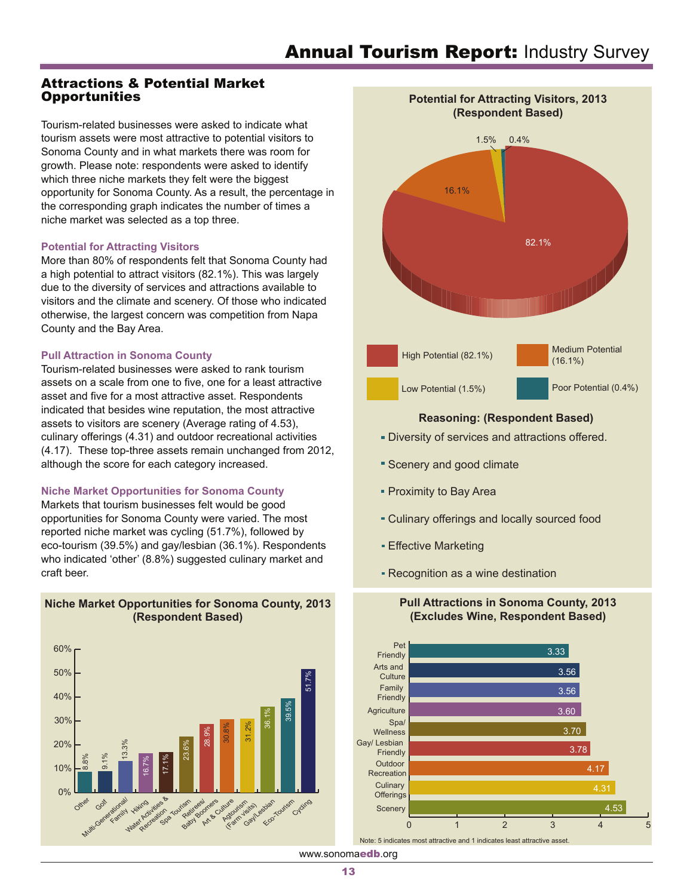# Annual Tourism Report: Industry Survey

## Attractions & Potential Market Opportunities

Tourism-related businesses were asked to indicate what tourism assets were most attractive to potential visitors to Sonoma County and in what markets there was room for growth. Please note: respondents were asked to identify which three niche markets they felt were the biggest opportunity for Sonoma County. As a result, the percentage in the corresponding graph indicates the number of times a niche market was selected as a top three.

### Potential for Attracting Visitors

More than 80% of respondents felt that Sonoma County had a high potential to attract visitors (82.1%). This was largely due to the diversity of services and attractions available to visitors and the climate and scenery. Of those who indicated otherwise, the largest concern was competition from Napa County and the Bay Area.

### Pull Attraction in Sonoma County

Tourism-related businesses were asked to rank tourism assets on a scale from one to five, one for a least attractive asset and five for a most attractive asset. Respondents indicated that besides wine reputation, the most attractive assets to visitors are scenery (Average rating of 4.53), culinary offerings (4.31) and outdoor recreational activities (4.17). These top-three assets remain unchanged from 2012, although the score for each category increased.

### Niche Market Opportunities for Sonoma County

Markets that tourism businesses felt would be good opportunities for Sonoma County were varied. The most reported niche market was cycling (51.7%), followed by eco-tourism (39.5%) and gay/lesbian (36.1%). Respondents who indicated 'other' (8.8%) suggested culinary market and craft beer.

**Niche Market Opportunities for Sonoma County, 2013 (Respondent Based)**

| Niche Market | Percent |
|---|---|
| Other | 8.8% |
| Golf | 9.1% |
| Multi-Generational/Family | 13.3% |
| Hiking | 16.7% |
| Water Activities & Recreation | 17.1% |
| Spa Tourism | 23.6% |
| Retirees/Baby Boomers | 28.9% |
| Art & Culture | 30.8% |
| Agtourism (Farm visits) | 31.2% |
| Gay/Lesbian | 36.1% |
| Eco-Tourism | 39.5% |
| Cycling | 51.7% |

**Potential for Attracting Visitors, 2013 (Respondent Based)**

| Potential | Percent |
|---|---|
| High Potential | 82.1% |
| Medium Potential | 16.1% |
| Low Potential | 1.5% |
| Poor Potential | 0.4% |

**Reasoning: (Respondent Based)**

- Diversity of services and attractions offered.
- Scenery and good climate
- Proximity to Bay Area
- Culinary offerings and locally sourced food
- Effective Marketing
- Recognition as a wine destination

**Pull Attractions in Sonoma County, 2013 (Excludes Wine, Respondent Based)**

| Attraction | Average Rating |
|---|---|
| Pet Friendly | 3.33 |
| Arts and Culture | 3.56 |
| Family Friendly | 3.56 |
| Agriculture | 3.60 |
| Spa/Wellness | 3.70 |
| Gay/Lesbian Friendly | 3.78 |
| Outdoor Recreation | 4.17 |
| Culinary Offerings | 4.31 |
| Scenery | 4.53 |

Note: 5 indicates most attractive and 1 indicates least attractive asset.

www.sonomaedb.org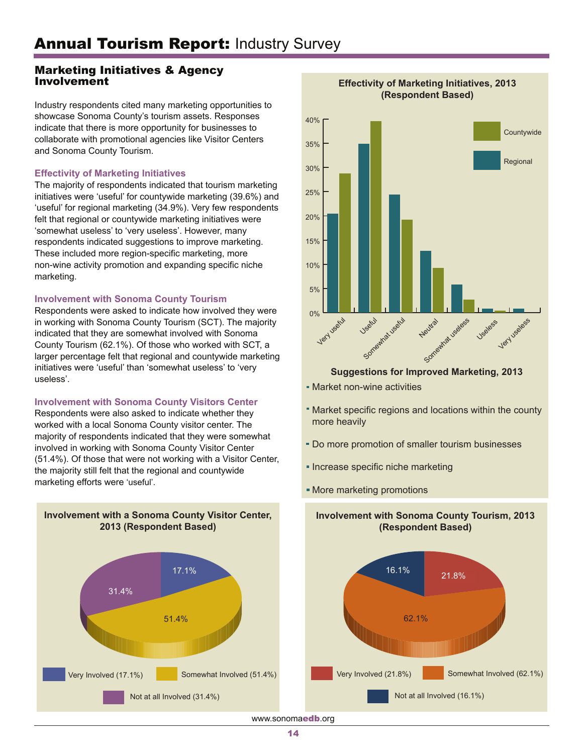# Annual Tourism Report: Industry Survey

## Marketing Initiatives & Agency Involvement

Industry respondents cited many marketing opportunities to showcase Sonoma County's tourism assets. Responses indicate that there is more opportunity for businesses to collaborate with promotional agencies like Visitor Centers and Sonoma County Tourism.

### Effectivity of Marketing Initiatives

The majority of respondents indicated that tourism marketing initiatives were 'useful' for countywide marketing (39.6%) and 'useful' for regional marketing (34.9%). Very few respondents felt that regional or countywide marketing initiatives were 'somewhat useless' to 'very useless'. However, many respondents indicated suggestions to improve marketing. These included more region-specific marketing, more non-wine activity promotion and expanding specific niche marketing.

### Involvement with Sonoma County Tourism

Respondents were asked to indicate how involved they were in working with Sonoma County Tourism (SCT). The majority indicated that they are somewhat involved with Sonoma County Tourism (62.1%). Of those who worked with SCT, a larger percentage felt that regional and countywide marketing initiatives were 'useful' than 'somewhat useless' to 'very useless'.

### Involvement with Sonoma County Visitors Center

Respondents were also asked to indicate whether they worked with a local Sonoma County visitor center. The majority of respondents indicated that they were somewhat involved in working with Sonoma County Visitor Center (51.4%). Of those that were not working with a Visitor Center, the majority still felt that the regional and countywide marketing efforts were 'useful'.

**Effectivity of Marketing Initiatives, 2013 (Respondent Based)**

**Suggestions for Improved Marketing, 2013**

- Market non-wine activities
- Market specific regions and locations within the county more heavily
- Do more promotion of smaller tourism businesses
- Increase specific niche marketing
- More marketing promotions

**Involvement with a Sonoma County Visitor Center, 2013 (Respondent Based)**

| Involvement | Share |
|---|---|
| Very Involved | 17.1% |
| Somewhat Involved | 51.4% |
| Not at all Involved | 31.4% |

**Involvement with Sonoma County Tourism, 2013 (Respondent Based)**

| Involvement | Share |
|---|---|
| Very Involved | 21.8% |
| Somewhat Involved | 62.1% |
| Not at all Involved | 16.1% |

www.sonomaedb.org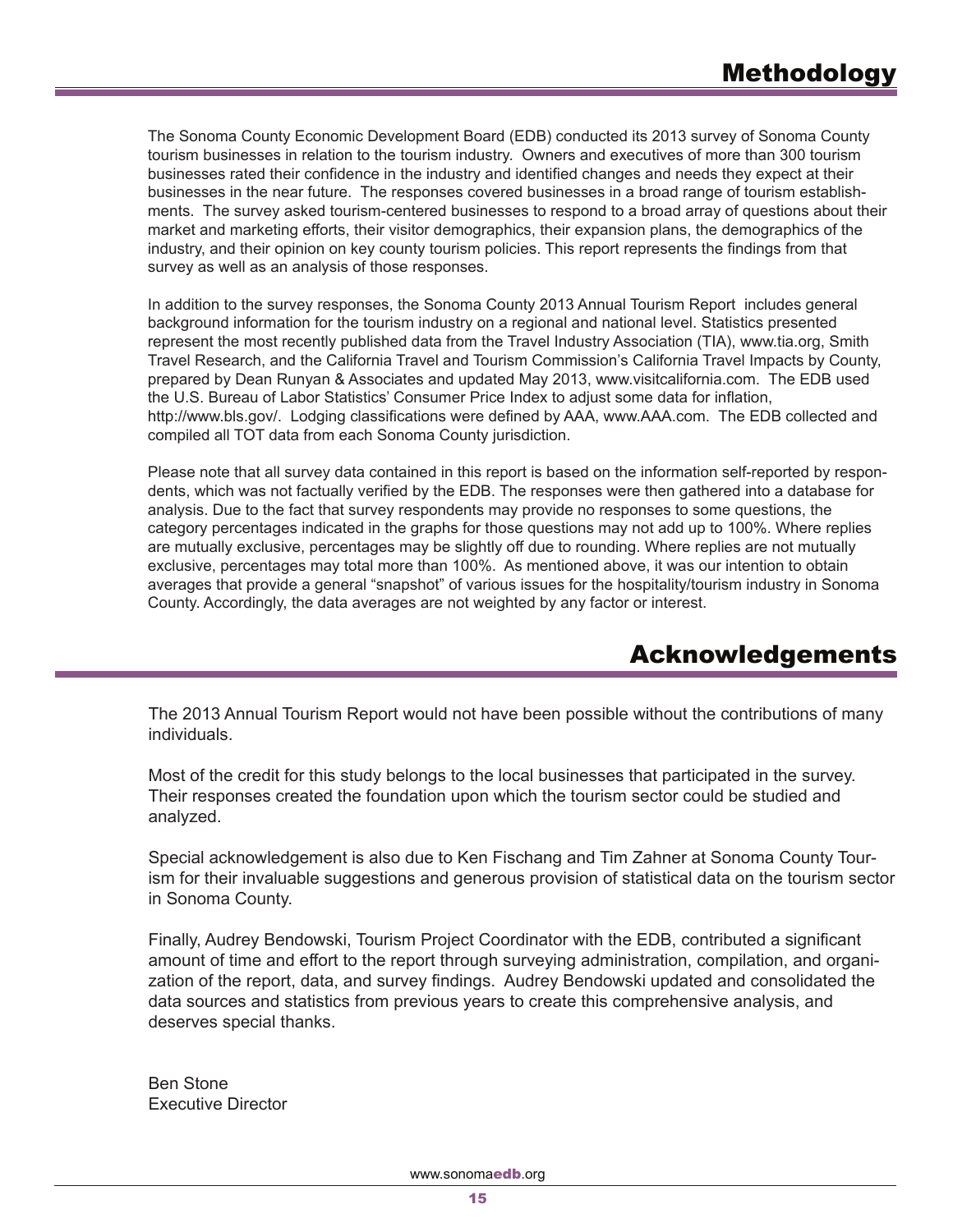# Methodology

The Sonoma County Economic Development Board (EDB) conducted its 2013 survey of Sonoma County tourism businesses in relation to the tourism industry. Owners and executives of more than 300 tourism businesses rated their confidence in the industry and identified changes and needs they expect at their businesses in the near future. The responses covered businesses in a broad range of tourism establishments. The survey asked tourism-centered businesses to respond to a broad array of questions about their market and marketing efforts, their visitor demographics, their expansion plans, the demographics of the industry, and their opinion on key county tourism policies. This report represents the findings from that survey as well as an analysis of those responses.

In addition to the survey responses, the Sonoma County 2013 Annual Tourism Report includes general background information for the tourism industry on a regional and national level. Statistics presented represent the most recently published data from the Travel Industry Association (TIA), www.tia.org, Smith Travel Research, and the California Travel and Tourism Commission's California Travel Impacts by County, prepared by Dean Runyan & Associates and updated May 2013, www.visitcalifornia.com. The EDB used the U.S. Bureau of Labor Statistics' Consumer Price Index to adjust some data for inflation, http://www.bls.gov/. Lodging classifications were defined by AAA, www.AAA.com. The EDB collected and compiled all TOT data from each Sonoma County jurisdiction.

Please note that all survey data contained in this report is based on the information self-reported by respondents, which was not factually verified by the EDB. The responses were then gathered into a database for analysis. Due to the fact that survey respondents may provide no responses to some questions, the category percentages indicated in the graphs for those questions may not add up to 100%. Where replies are mutually exclusive, percentages may be slightly off due to rounding. Where replies are not mutually exclusive, percentages may total more than 100%. As mentioned above, it was our intention to obtain averages that provide a general "snapshot" of various issues for the hospitality/tourism industry in Sonoma County. Accordingly, the data averages are not weighted by any factor or interest.

# Acknowledgements

The 2013 Annual Tourism Report would not have been possible without the contributions of many individuals.

Most of the credit for this study belongs to the local businesses that participated in the survey. Their responses created the foundation upon which the tourism sector could be studied and analyzed.

Special acknowledgement is also due to Ken Fischang and Tim Zahner at Sonoma County Tourism for their invaluable suggestions and generous provision of statistical data on the tourism sector in Sonoma County.

Finally, Audrey Bendowski, Tourism Project Coordinator with the EDB, contributed a significant amount of time and effort to the report through surveying administration, compilation, and organization of the report, data, and survey findings. Audrey Bendowski updated and consolidated the data sources and statistics from previous years to create this comprehensive analysis, and deserves special thanks.

Ben Stone
Executive Director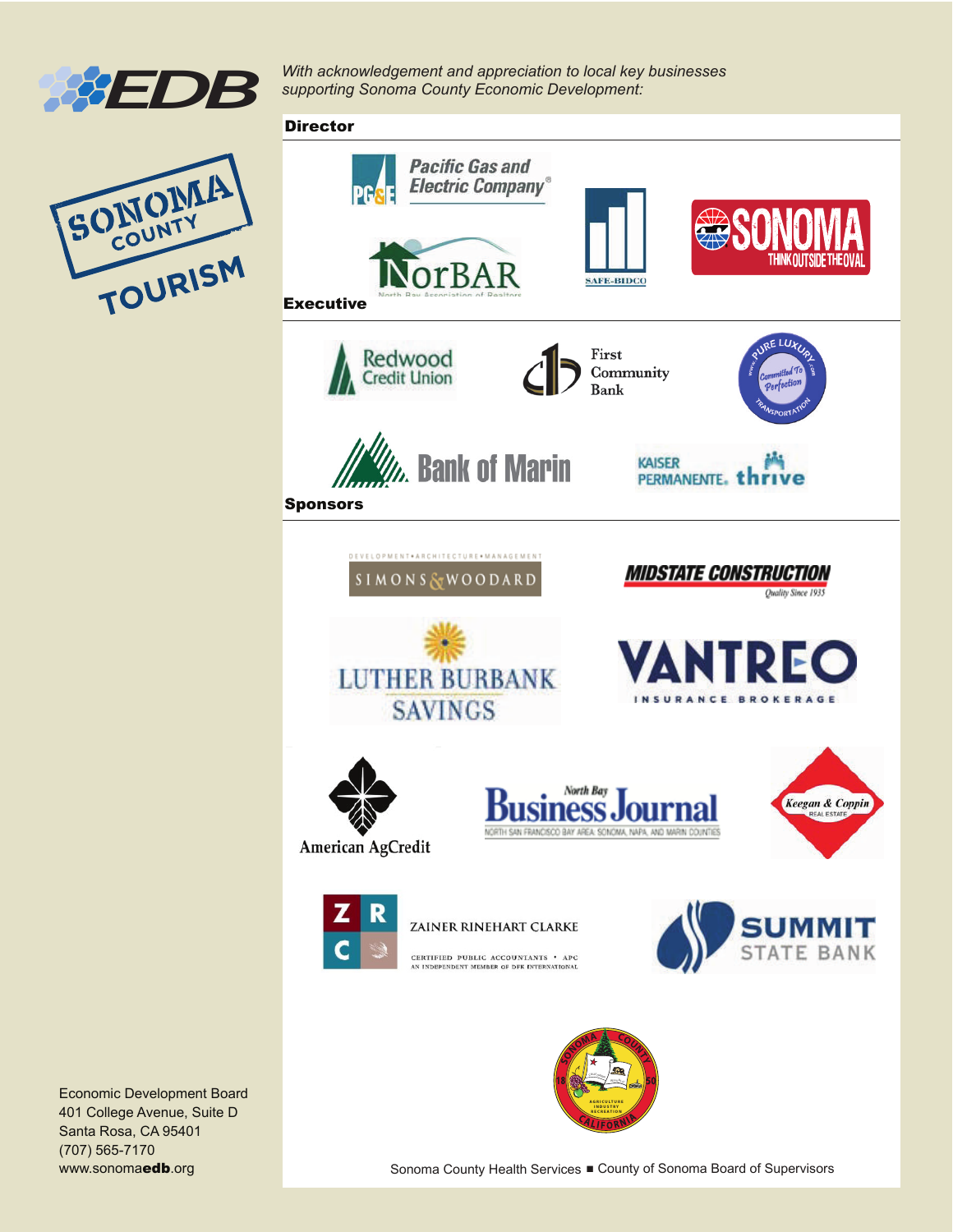*With acknowledgement and appreciation to local key businesses supporting Sonoma County Economic Development:*

**Director**

Pacific Gas and Electric Company

NorBAR North Bay Association of Realtors

SAFE-BIDCO

SONOMA THINK OUTSIDE THE OVAL

**Executive**

Redwood Credit Union

First Community Bank

Pure Luxury Transportation — Committed To Perfection

Bank of Marin

Kaiser Permanente. thrive

**Sponsors**

Simons & Woodard — Development • Architecture • Management

Midstate Construction — Quality Since 1935

Luther Burbank Savings

Vantreo Insurance Brokerage

American AgCredit

North Bay Business Journal — North San Francisco Bay Area: Sonoma, Napa, and Marin Counties

Keegan & Coppin Real Estate

Zainer Rinehart Clarke — Certified Public Accountants • APC — An Independent Member of DFK International

Summit State Bank

Sonoma County Health Services ■ County of Sonoma Board of Supervisors

Economic Development Board
401 College Avenue, Suite D
Santa Rosa, CA 95401
(707) 565-7170
www.sonomaedb.org